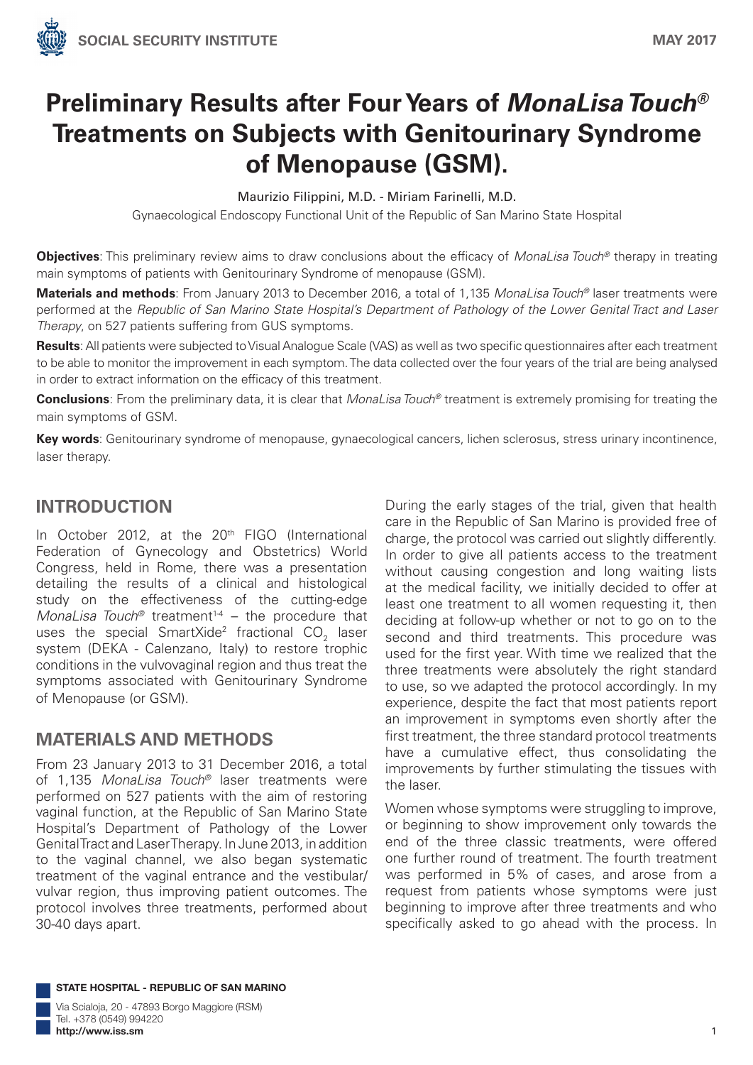# Preliminary Results after Four Years of *MonaLisa Touch®* Treatments on Subjects with Genitourinary Syndrome of Menopause (GSM).

Maurizio Filippini, M.D. - Miriam Farinelli, M.D.

Gynaecological Endoscopy Functional Unit of the Republic of San Marino State Hospital

**Objectives**: This preliminary review aims to draw conclusions about the efficacy of *MonaLisa Touch®* therapy in treating main symptoms of patients with Genitourinary Syndrome of menopause (GSM).

**Materials and methods**: From January 2013 to December 2016, a total of 1,135 *MonaLisa Touch®* laser treatments were performed at the *Republic of San Marino State Hospital's Department of Pathology of the Lower Genital Tract and Laser Therapy*, on 527 patients suffering from GUS symptoms.

**Results**: All patients were subjected to Visual Analogue Scale (VAS) as well as two specific questionnaires after each treatment to be able to monitor the improvement in each symptom. The data collected over the four years of the trial are being analysed in order to extract information on the efficacy of this treatment.

**Conclusions**: From the preliminary data, it is clear that *MonaLisa Touch®* treatment is extremely promising for treating the main symptoms of GSM.

**Key words**: Genitourinary syndrome of menopause, gynaecological cancers, lichen sclerosus, stress urinary incontinence, laser therapy.

## INTRODUCTION

In October 2012, at the 20th FIGO (International Federation of Gynecology and Obstetrics) World Congress, held in Rome, there was a presentation detailing the results of a clinical and histological study on the effectiveness of the cutting-edge *MonaLisa Touch®* treatment[1-4] – the procedure that uses the special SmartXide[2] fractional $CO_2$ laser system (DEKA - Calenzano, Italy) to restore trophic conditions in the vulvovaginal region and thus treat the symptoms associated with Genitourinary Syndrome of Menopause (or GSM).

## MATERIALS AND METHODS

From 23 January 2013 to 31 December 2016, a total of 1,135 *MonaLisa Touch®* laser treatments were performed on 527 patients with the aim of restoring vaginal function, at the Republic of San Marino State Hospital's Department of Pathology of the Lower Genital Tract and Laser Therapy. In June 2013, in addition to the vaginal channel, we also began systematic treatment of the vaginal entrance and the vestibular/vulvar region, thus improving patient outcomes. The protocol involves three treatments, performed about 30-40 days apart.

During the early stages of the trial, given that health care in the Republic of San Marino is provided free of charge, the protocol was carried out slightly differently. In order to give all patients access to the treatment without causing congestion and long waiting lists at the medical facility, we initially decided to offer at least one treatment to all women requesting it, then deciding at follow-up whether or not to go on to the second and third treatments. This procedure was used for the first year. With time we realized that the three treatments were absolutely the right standard to use, so we adapted the protocol accordingly. In my experience, despite the fact that most patients report an improvement in symptoms even shortly after the first treatment, the three standard protocol treatments have a cumulative effect, thus consolidating the improvements by further stimulating the tissues with the laser.

Women whose symptoms were struggling to improve, or beginning to show improvement only towards the end of the three classic treatments, were offered one further round of treatment. The fourth treatment was performed in 5% of cases, and arose from a request from patients whose symptoms were just beginning to improve after three treatments and who specifically asked to go ahead with the process. In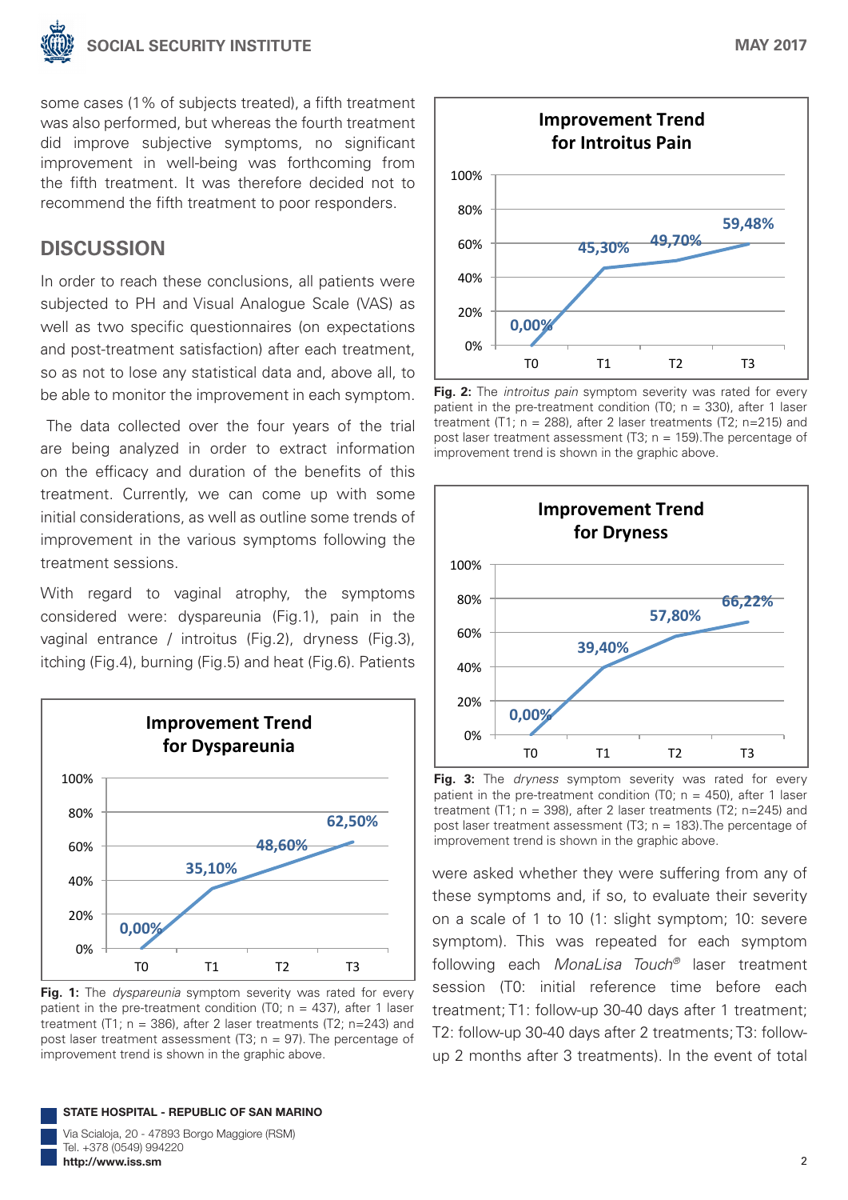some cases (1% of subjects treated), a fifth treatment was also performed, but whereas the fourth treatment did improve subjective symptoms, no significant improvement in well-being was forthcoming from the fifth treatment. It was therefore decided not to recommend the fifth treatment to poor responders.

## DISCUSSION

In order to reach these conclusions, all patients were subjected to PH and Visual Analogue Scale (VAS) as well as two specific questionnaires (on expectations and post-treatment satisfaction) after each treatment, so as not to lose any statistical data and, above all, to be able to monitor the improvement in each symptom.

The data collected over the four years of the trial are being analyzed in order to extract information on the efficacy and duration of the benefits of this treatment. Currently, we can come up with some initial considerations, as well as outline some trends of improvement in the various symptoms following the treatment sessions.

With regard to vaginal atrophy, the symptoms considered were: dyspareunia (Fig.1), pain in the vaginal entrance / introitus (Fig.2), dryness (Fig.3), itching (Fig.4), burning (Fig.5) and heat (Fig.6). Patients were asked whether they were suffering from any of these symptoms and, if so, to evaluate their severity on a scale of 1 to 10 (1: slight symptom; 10: severe symptom). This was repeated for each symptom following each *MonaLisa Touch®* laser treatment session (T0: initial reference time before each treatment; T1: follow-up 30-40 days after 1 treatment; T2: follow-up 30-40 days after 2 treatments; T3: follow-up 2 months after 3 treatments). In the event of total

**Improvement Trend for Dyspareunia**

| | T0 | T1 | T2 | T3 |
|---|---|---|---|---|
| Improvement | 0,00% | 35,10% | 48,60% | 62,50% |

**Fig. 1:** The *dyspareunia* symptom severity was rated for every patient in the pre-treatment condition (T0; n = 437), after 1 laser treatment (T1; n = 386), after 2 laser treatments (T2; n=243) and post laser treatment assessment (T3; n = 97). The percentage of improvement trend is shown in the graphic above.

**Improvement Trend for Introitus Pain**

| | T0 | T1 | T2 | T3 |
|---|---|---|---|---|
| Improvement | 0,00% | 45,30% | 49,70% | 59,48% |

**Fig. 2:** The *introitus pain* symptom severity was rated for every patient in the pre-treatment condition (T0; n = 330), after 1 laser treatment (T1; n = 288), after 2 laser treatments (T2; n=215) and post laser treatment assessment (T3; n = 159).The percentage of improvement trend is shown in the graphic above.

**Improvement Trend for Dryness**

| | T0 | T1 | T2 | T3 |
|---|---|---|---|---|
| Improvement | 0,00% | 39,40% | 57,80% | 66,22% |

**Fig. 3:** The *dryness* symptom severity was rated for every patient in the pre-treatment condition (T0; n = 450), after 1 laser treatment (T1; n = 398), after 2 laser treatments (T2; n=245) and post laser treatment assessment (T3; n = 183).The percentage of improvement trend is shown in the graphic above.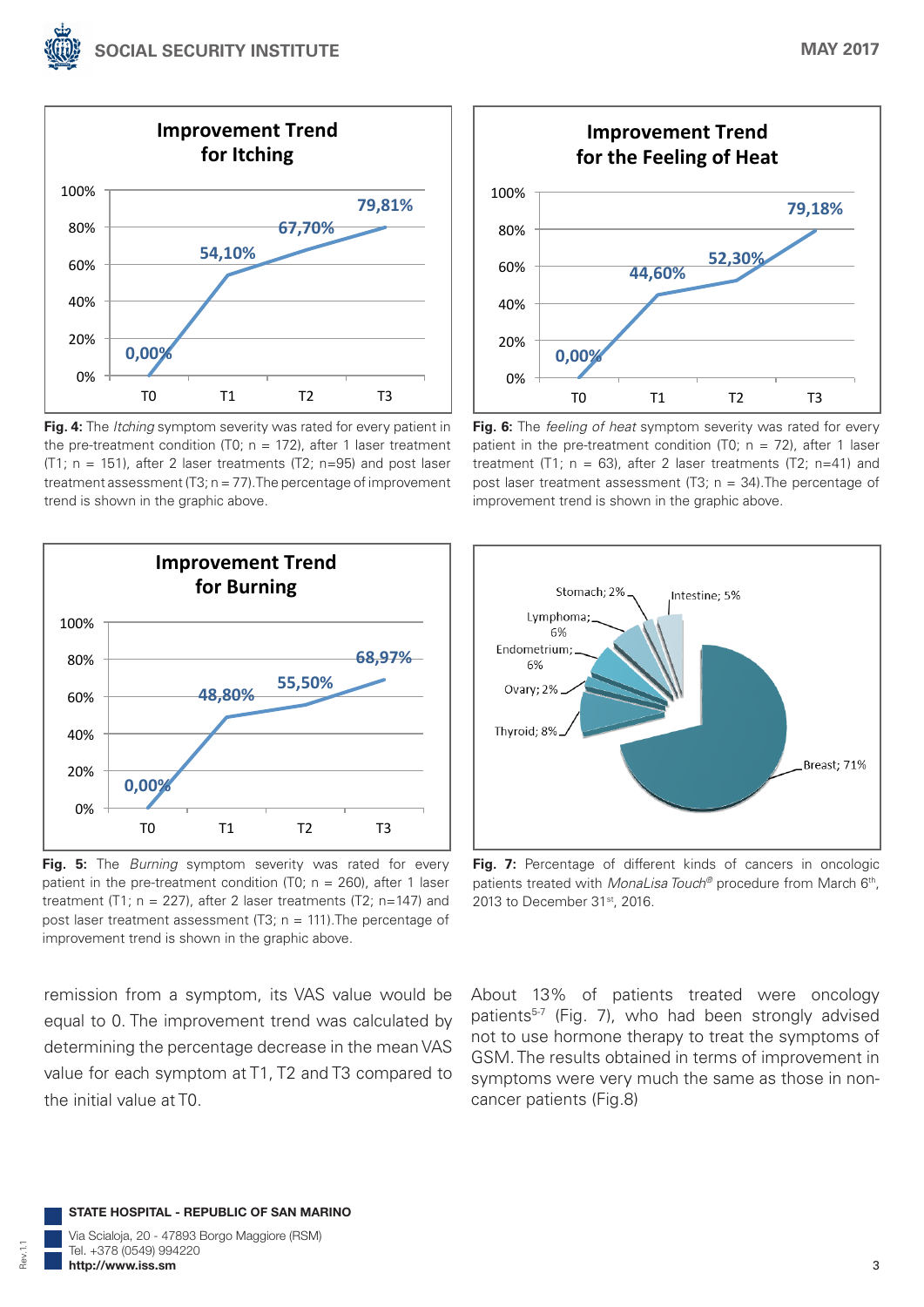**Improvement Trend for Itching**

100%
80%
60%
40%
20%
0%

0,00%
54,10%
67,70%
79,81%

T0 T1 T2 T3

**Fig. 4:** The *Itching* symptom severity was rated for every patient in the pre-treatment condition (T0; n = 172), after 1 laser treatment (T1; n = 151), after 2 laser treatments (T2; n=95) and post laser treatment assessment (T3; n = 77).The percentage of improvement trend is shown in the graphic above.

**Improvement Trend for the Feeling of Heat**

100%
80%
60%
40%
20%
0%

0,00%
44,60%
52,30%
79,18%

T0 T1 T2 T3

**Fig. 6:** The *feeling of heat* symptom severity was rated for every patient in the pre-treatment condition (T0; n = 72), after 1 laser treatment (T1; n = 63), after 2 laser treatments (T2; n=41) and post laser treatment assessment (T3; n = 34).The percentage of improvement trend is shown in the graphic above.

**Improvement Trend for Burning**

100%
80%
60%
40%
20%
0%

0,00%
48,80%
55,50%
68,97%

T0 T1 T2 T3

**Fig. 5:** The *Burning* symptom severity was rated for every patient in the pre-treatment condition (T0; n = 260), after 1 laser treatment (T1; n = 227), after 2 laser treatments (T2; n=147) and post laser treatment assessment (T3; n = 111).The percentage of improvement trend is shown in the graphic above.

Stomach; 2%
Intestine; 5%
Lymphoma; 6%
Endometrium; 6%
Ovary; 2%
Thyroid; 8%
Breast; 71%

**Fig. 7:** Percentage of different kinds of cancers in oncologic patients treated with *MonaLisa Touch®* procedure from March 6th, 2013 to December 31st, 2016.

remission from a symptom, its VAS value would be equal to 0. The improvement trend was calculated by determining the percentage decrease in the mean VAS value for each symptom at T1, T2 and T3 compared to the initial value at T0.

About 13% of patients treated were oncology patients[5-7] (Fig. 7), who had been strongly advised not to use hormone therapy to treat the symptoms of GSM. The results obtained in terms of improvement in symptoms were very much the same as those in non-cancer patients (Fig.8)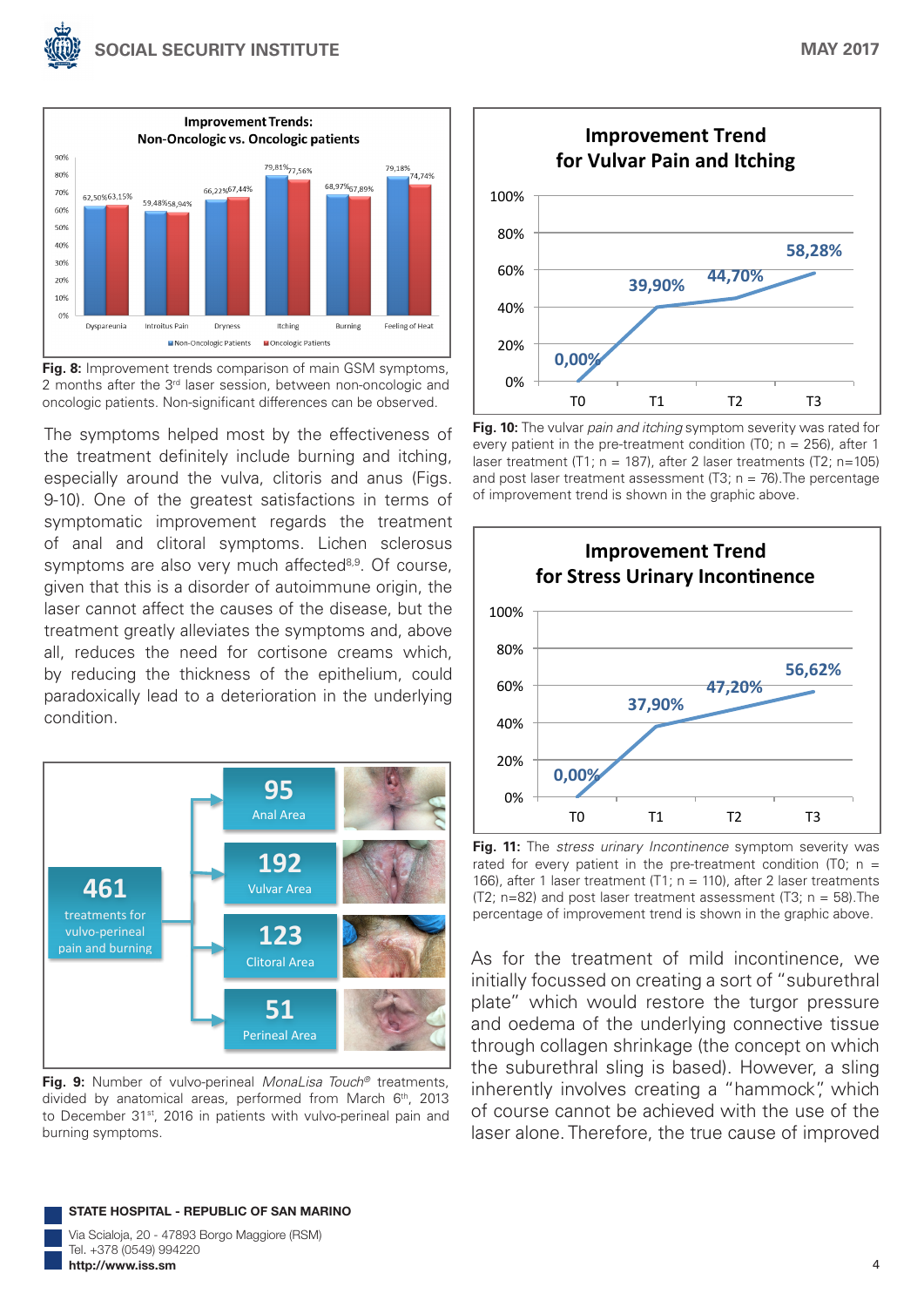**Improvement Trends: Non-Oncologic vs. Oncologic patients**

90%
80%
70%
60%
50%
40%
30%
20%
10%
0%

62,50% 63,15%
59,48% 58,94%
66,22% 67,44%
79,81% 77,56%
68,97% 67,89%
79,18% 74,74%

Dyspareunia
Introitus Pain
Dryness
Itching
Burning
Feeling of Heat

Non-Oncologic Patients
Oncologic Patients

**Fig. 8:** Improvement trends comparison of main GSM symptoms, 2 months after the 3rd laser session, between non-oncologic and oncologic patients. Non-significant differences can be observed.

The symptoms helped most by the effectiveness of the treatment definitely include burning and itching, especially around the vulva, clitoris and anus (Figs. 9-10). One of the greatest satisfactions in terms of symptomatic improvement regards the treatment of anal and clitoral symptoms. Lichen sclerosus symptoms are also very much affected[8,9]. Of course, given that this is a disorder of autoimmune origin, the laser cannot affect the causes of the disease, but the treatment greatly alleviates the symptoms and, above all, reduces the need for cortisone creams which, by reducing the thickness of the epithelium, could paradoxically lead to a deterioration in the underlying condition.

461
treatments for vulvo-perineal pain and burning

95
Anal Area

192
Vulvar Area

123
Clitoral Area

51
Perineal Area

**Fig. 9:** Number of vulvo-perineal *MonaLisa Touch*® treatments, divided by anatomical areas, performed from March 6th, 2013 to December 31st, 2016 in patients with vulvo-perineal pain and burning symptoms.

**Improvement Trend for Vulvar Pain and Itching**

100%
80%
60%
40%
20%
0%

0,00%
39,90%
44,70%
58,28%

T0
T1
T2
T3

**Fig. 10:** The vulvar *pain and itching* symptom severity was rated for every patient in the pre-treatment condition (T0; n = 256), after 1 laser treatment (T1; n = 187), after 2 laser treatments (T2; n=105) and post laser treatment assessment (T3; n = 76).The percentage of improvement trend is shown in the graphic above.

**Improvement Trend for Stress Urinary Incontinence**

100%
80%
60%
40%
20%
0%

0,00%
37,90%
47,20%
56,62%

T0
T1
T2
T3

**Fig. 11:** The *stress urinary Incontinence* symptom severity was rated for every patient in the pre-treatment condition (T0; n = 166), after 1 laser treatment (T1; n = 110), after 2 laser treatments (T2; n=82) and post laser treatment assessment (T3; n = 58).The percentage of improvement trend is shown in the graphic above.

As for the treatment of mild incontinence, we initially focussed on creating a sort of "suburethral plate" which would restore the turgor pressure and oedema of the underlying connective tissue through collagen shrinkage (the concept on which the suburethral sling is based). However, a sling inherently involves creating a "hammock", which of course cannot be achieved with the use of the laser alone. Therefore, the true cause of improved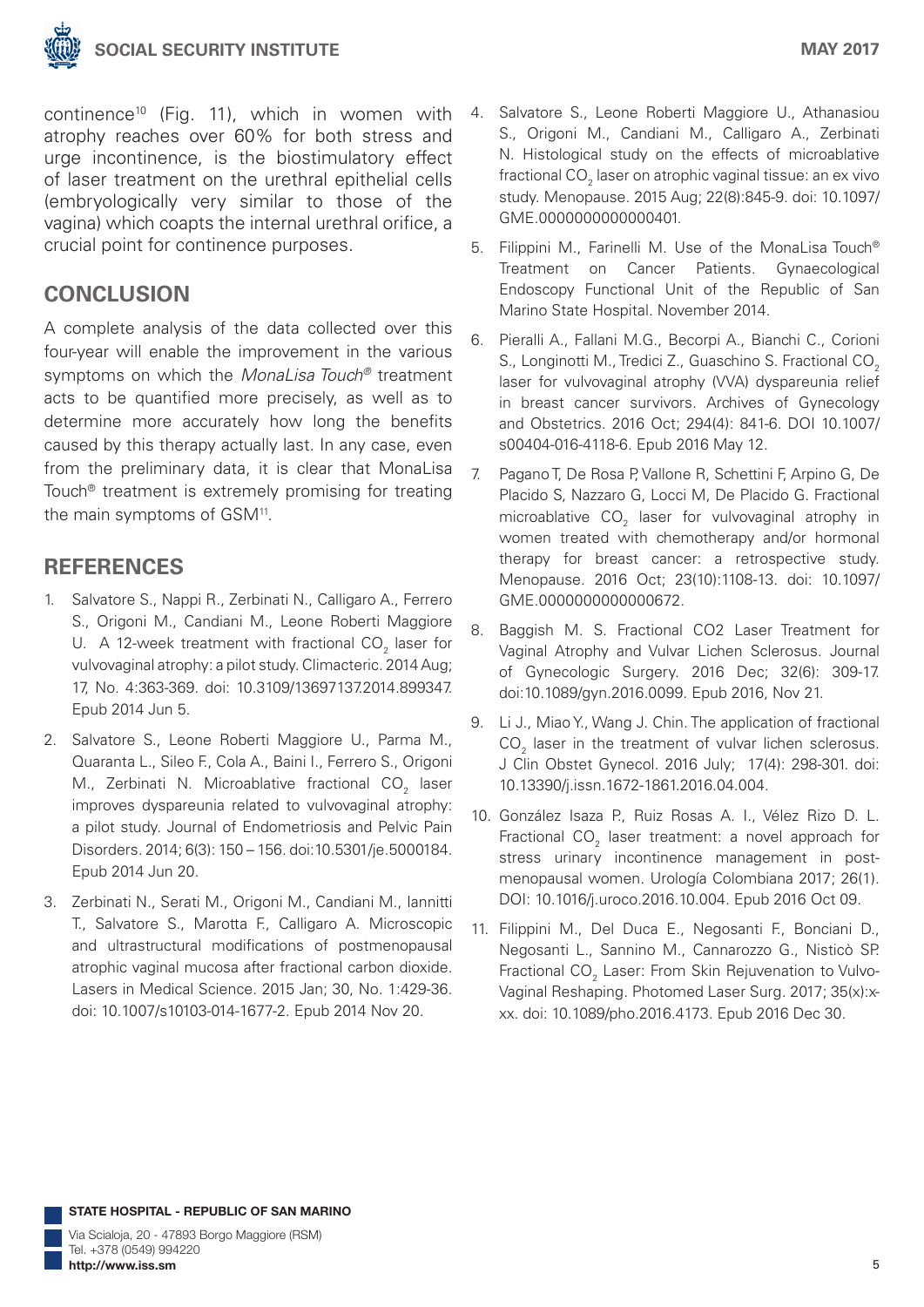continence[10] (Fig. 11), which in women with atrophy reaches over 60% for both stress and urge incontinence, is the biostimulatory effect of laser treatment on the urethral epithelial cells (embryologically very similar to those of the vagina) which coapts the internal urethral orifice, a crucial point for continence purposes.

## CONCLUSION

A complete analysis of the data collected over this four-year will enable the improvement in the various symptoms on which the *MonaLisa Touch®* treatment acts to be quantified more precisely, as well as to determine more accurately how long the benefits caused by this therapy actually last. In any case, even from the preliminary data, it is clear that MonaLisa Touch® treatment is extremely promising for treating the main symptoms of GSM[11].

## REFERENCES

1. Salvatore S., Nappi R., Zerbinati N., Calligaro A., Ferrero S., Origoni M., Candiani M., Leone Roberti Maggiore U. A 12-week treatment with fractional $CO_2$ laser for vulvovaginal atrophy: a pilot study. Climacteric. 2014 Aug; 17, No. 4:363-369. doi: 10.3109/13697137.2014.899347. Epub 2014 Jun 5.
2. Salvatore S., Leone Roberti Maggiore U., Parma M., Quaranta L., Sileo F., Cola A., Baini I., Ferrero S., Origoni M., Zerbinati N. Microablative fractional $CO_2$ laser improves dyspareunia related to vulvovaginal atrophy: a pilot study. Journal of Endometriosis and Pelvic Pain Disorders. 2014; 6(3): 150 – 156. doi:10.5301/je.5000184. Epub 2014 Jun 20.
3. Zerbinati N., Serati M., Origoni M., Candiani M., Iannitti T., Salvatore S., Marotta F., Calligaro A. Microscopic and ultrastructural modifications of postmenopausal atrophic vaginal mucosa after fractional carbon dioxide. Lasers in Medical Science. 2015 Jan; 30, No. 1:429-36. doi: 10.1007/s10103-014-1677-2. Epub 2014 Nov 20.
4. Salvatore S., Leone Roberti Maggiore U., Athanasiou S., Origoni M., Candiani M., Calligaro A., Zerbinati N. Histological study on the effects of microablative fractional $CO_2$ laser on atrophic vaginal tissue: an ex vivo study. Menopause. 2015 Aug; 22(8):845-9. doi: 10.1097/GME.0000000000000401.
5. Filippini M., Farinelli M. Use of the MonaLisa Touch® Treatment on Cancer Patients. Gynaecological Endoscopy Functional Unit of the Republic of San Marino State Hospital. November 2014.
6. Pieralli A., Fallani M.G., Becorpi A., Bianchi C., Corioni S., Longinotti M., Tredici Z., Guaschino S. Fractional $CO_2$ laser for vulvovaginal atrophy (VVA) dyspareunia relief in breast cancer survivors. Archives of Gynecology and Obstetrics. 2016 Oct; 294(4): 841-6. DOI 10.1007/s00404-016-4118-6. Epub 2016 May 12.
7. Pagano T, De Rosa P, Vallone R, Schettini F, Arpino G, De Placido S, Nazzaro G, Locci M, De Placido G. Fractional microablative $CO_2$ laser for vulvovaginal atrophy in women treated with chemotherapy and/or hormonal therapy for breast cancer: a retrospective study. Menopause. 2016 Oct; 23(10):1108-13. doi: 10.1097/GME.0000000000000672.
8. Baggish M. S. Fractional CO2 Laser Treatment for Vaginal Atrophy and Vulvar Lichen Sclerosus. Journal of Gynecologic Surgery. 2016 Dec; 32(6): 309-17. doi:10.1089/gyn.2016.0099. Epub 2016, Nov 21.
9. Li J., Miao Y., Wang J. Chin. The application of fractional $CO_2$ laser in the treatment of vulvar lichen sclerosus. J Clin Obstet Gynecol. 2016 July; 17(4): 298-301. doi: 10.13390/j.issn.1672-1861.2016.04.004.
10. González Isaza P., Ruiz Rosas A. I., Vélez Rizo D. L. Fractional $CO_2$ laser treatment: a novel approach for stress urinary incontinence management in post-menopausal women. Urología Colombiana 2017; 26(1). DOI: 10.1016/j.uroco.2016.10.004. Epub 2016 Oct 09.
11. Filippini M., Del Duca E., Negosanti F., Bonciani D., Negosanti L., Sannino M., Cannarozzo G., Nisticò SP. Fractional $CO_2$ Laser: From Skin Rejuvenation to Vulvo-Vaginal Reshaping. Photomed Laser Surg. 2017; 35(x):x-xx. doi: 10.1089/pho.2016.4173. Epub 2016 Dec 30.

**STATE HOSPITAL - REPUBLIC OF SAN MARINO**

Via Scialoja, 20 - 47893 Borgo Maggiore (RSM)
Tel. +378 (0549) 994220
**http://www.iss.sm**